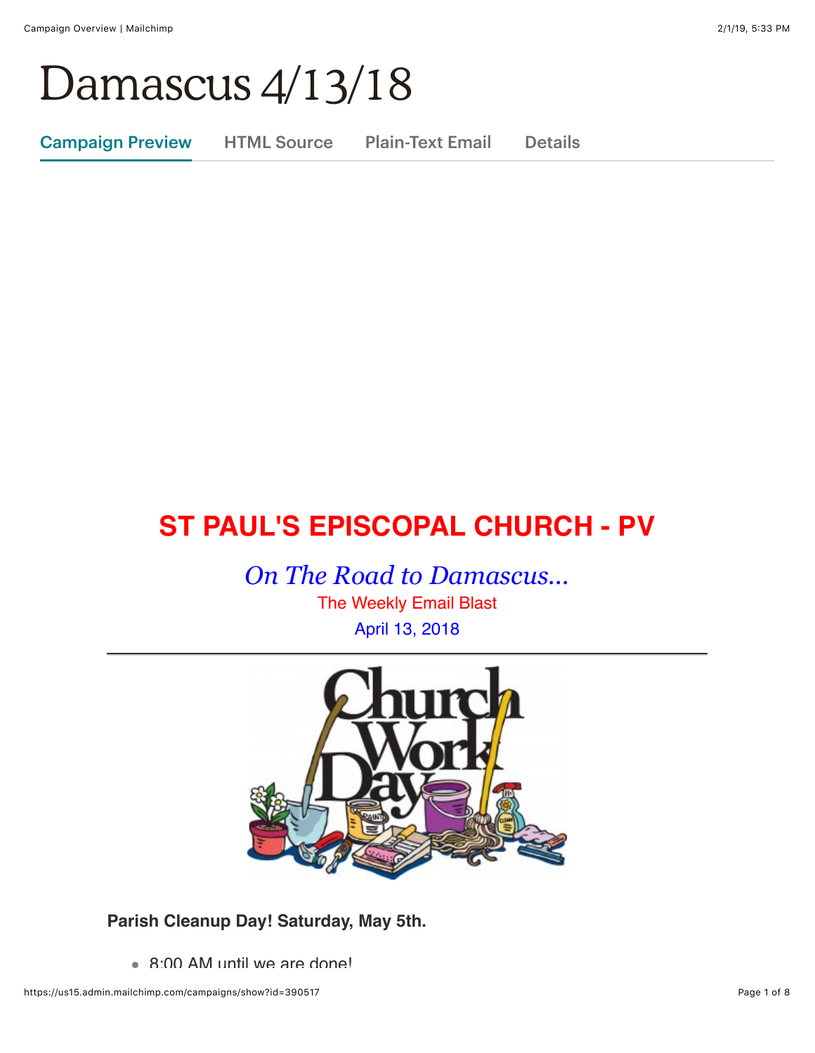# Damascus 4/13/18

Campaign Preview | HTML Source | Plain-Text Email | Details

## ST PAUL'S EPISCOPAL CHURCH - PV

*On The Road to Damascus...*

The Weekly Email Blast

April 13, 2018

---

**Parish Cleanup Day! Saturday, May 5th.**

- 8:00 AM until we are done!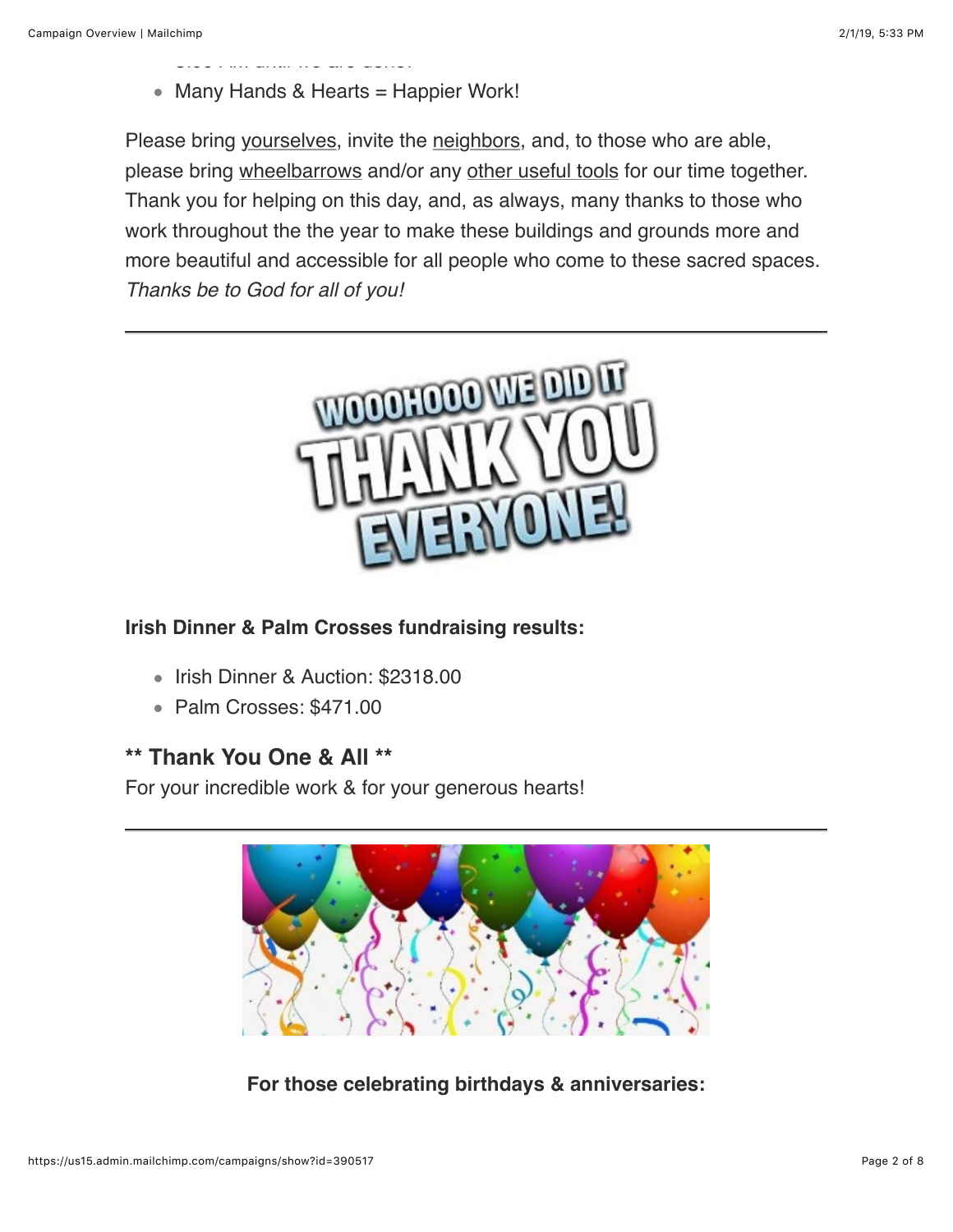- Many Hands & Hearts = Happier Work!

Please bring yourselves, invite the neighbors, and, to those who are able, please bring wheelbarrows and/or any other useful tools for our time together. Thank you for helping on this day, and, as always, many thanks to those who work throughout the the year to make these buildings and grounds more and more beautiful and accessible for all people who come to these sacred spaces. *Thanks be to God for all of you!*

---

**Irish Dinner & Palm Crosses fundraising results:**

- Irish Dinner & Auction: $2318.00
- Palm Crosses: $471.00

### ** Thank You One & All **

For your incredible work & for your generous hearts!

---

**For those celebrating birthdays & anniversaries:**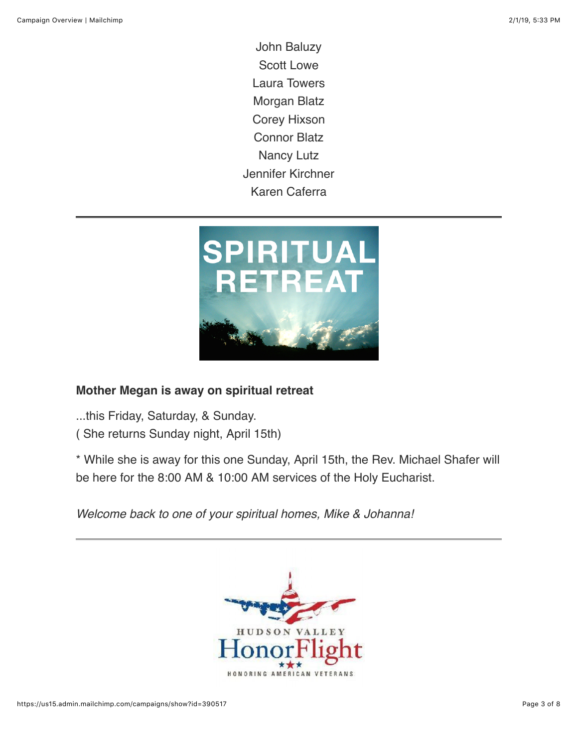John Baluzy
Scott Lowe
Laura Towers
Morgan Blatz
Corey Hixson
Connor Blatz
Nancy Lutz
Jennifer Kirchner
Karen Caferra

---

**Mother Megan is away on spiritual retreat**

...this Friday, Saturday, & Sunday.
( She returns Sunday night, April 15th)

* While she is away for this one Sunday, April 15th, the Rev. Michael Shafer will be here for the 8:00 AM & 10:00 AM services of the Holy Eucharist.

*Welcome back to one of your spiritual homes, Mike & Johanna!*

---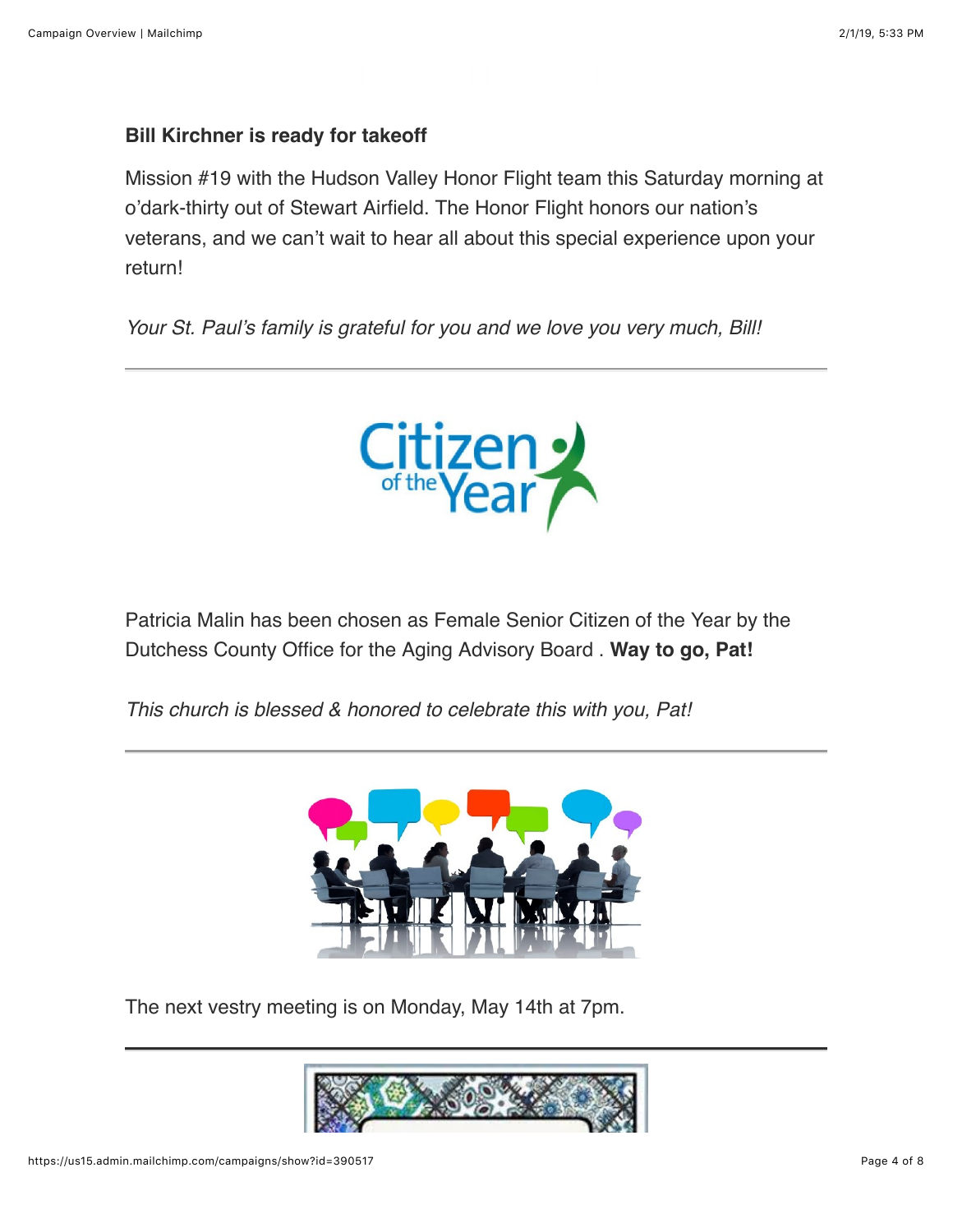**Bill Kirchner is ready for takeoff**

Mission #19 with the Hudson Valley Honor Flight team this Saturday morning at o'dark-thirty out of Stewart Airfield. The Honor Flight honors our nation's veterans, and we can't wait to hear all about this special experience upon your return!

*Your St. Paul's family is grateful for you and we love you very much, Bill!*

---

Patricia Malin has been chosen as Female Senior Citizen of the Year by the Dutchess County Office for the Aging Advisory Board . **Way to go, Pat!**

*This church is blessed & honored to celebrate this with you, Pat!*

---

The next vestry meeting is on Monday, May 14th at 7pm.

---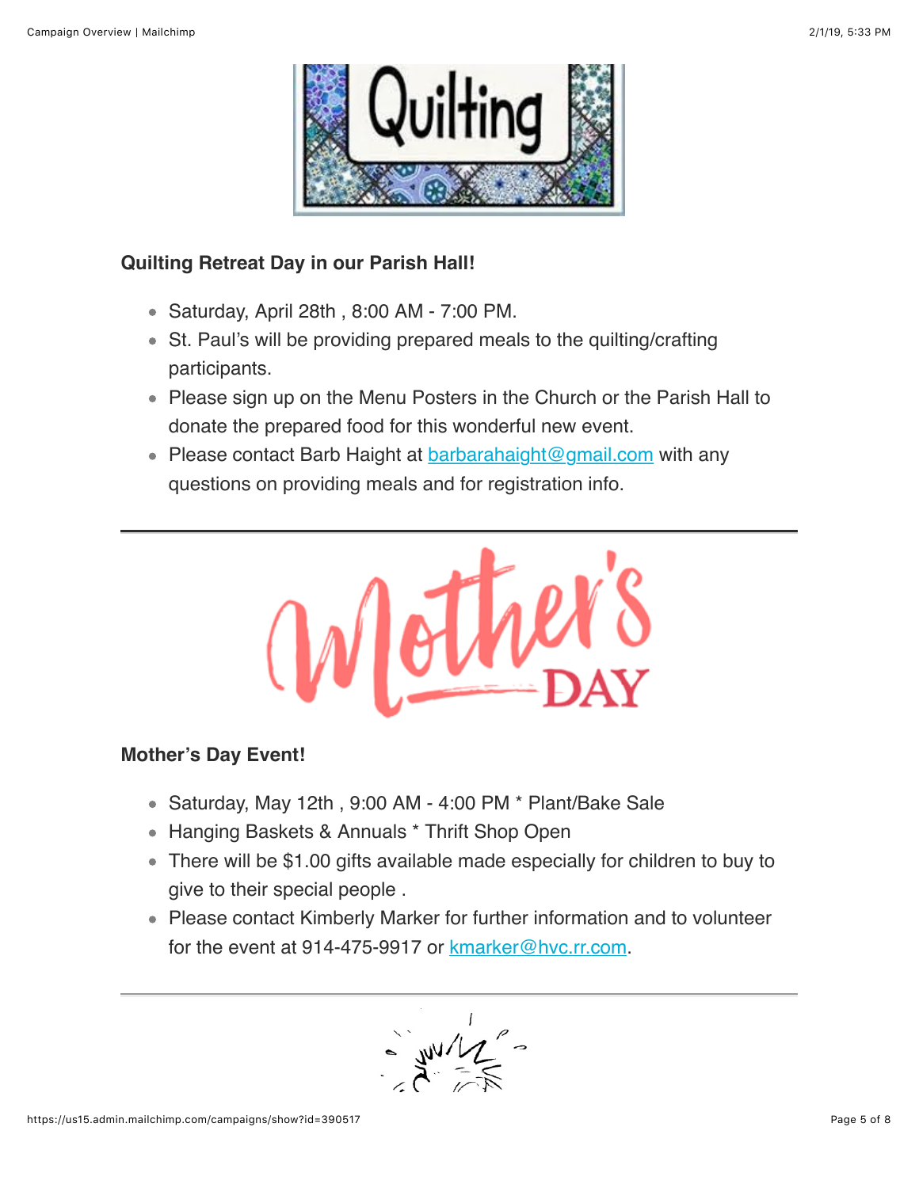### Quilting Retreat Day in our Parish Hall!

- Saturday, April 28th , 8:00 AM - 7:00 PM.
- St. Paul's will be providing prepared meals to the quilting/crafting participants.
- Please sign up on the Menu Posters in the Church or the Parish Hall to donate the prepared food for this wonderful new event.
- Please contact Barb Haight at barbarahaight@gmail.com with any questions on providing meals and for registration info.

---

### Mother's Day Event!

- Saturday, May 12th , 9:00 AM - 4:00 PM * Plant/Bake Sale
- Hanging Baskets & Annuals * Thrift Shop Open
- There will be $1.00 gifts available made especially for children to buy to give to their special people .
- Please contact Kimberly Marker for further information and to volunteer for the event at 914-475-9917 or kmarker@hvc.rr.com.

---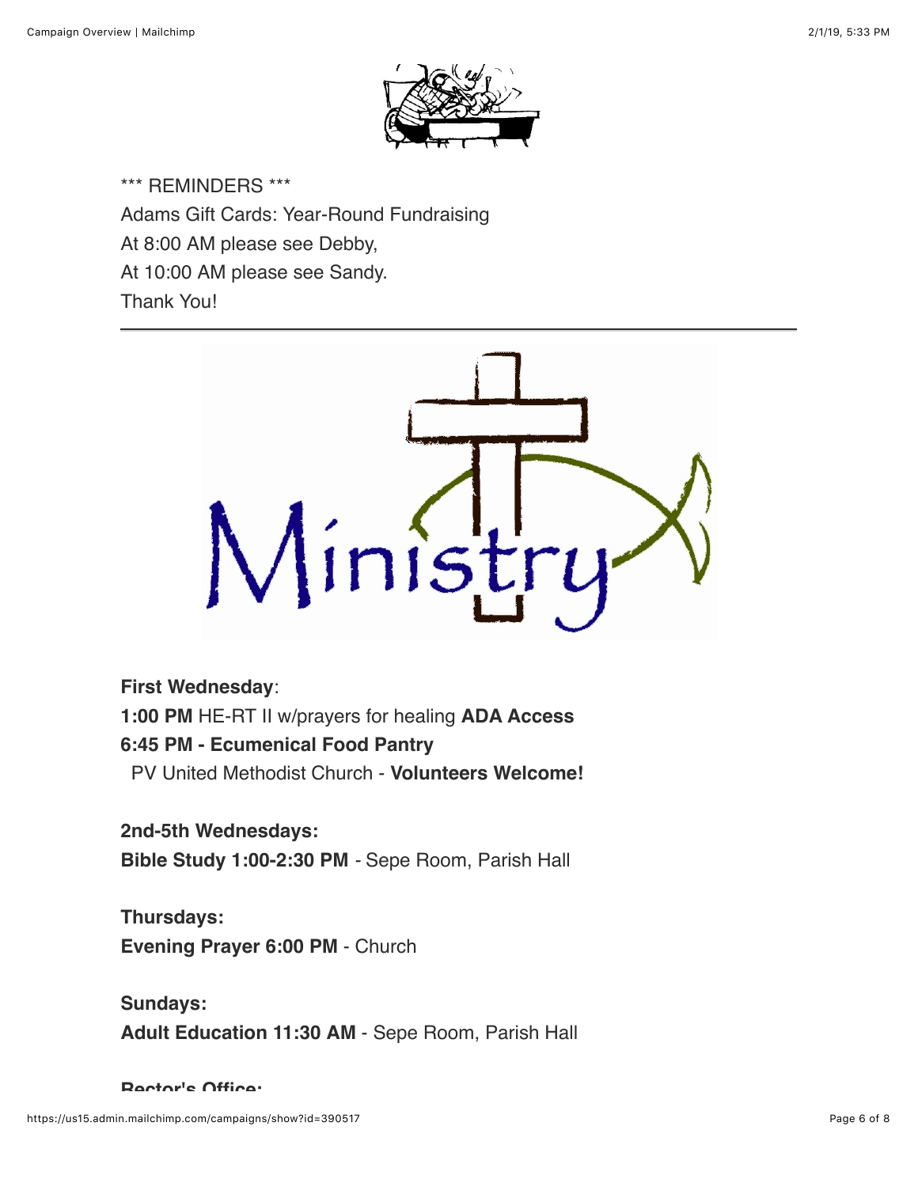\*\*\* REMINDERS \*\*\*
Adams Gift Cards: Year-Round Fundraising
At 8:00 AM please see Debby,
At 10:00 AM please see Sandy.
Thank You!

---

**First Wednesday**:
**1:00 PM** HE-RT II w/prayers for healing **ADA Access**
**6:45 PM - Ecumenical Food Pantry**
PV United Methodist Church - **Volunteers Welcome!**

**2nd-5th Wednesdays:**
**Bible Study 1:00-2:30 PM** - Sepe Room, Parish Hall

**Thursdays:**
**Evening Prayer 6:00 PM** - Church

**Sundays:**
**Adult Education 11:30 AM** - Sepe Room, Parish Hall

**Rector's Office:**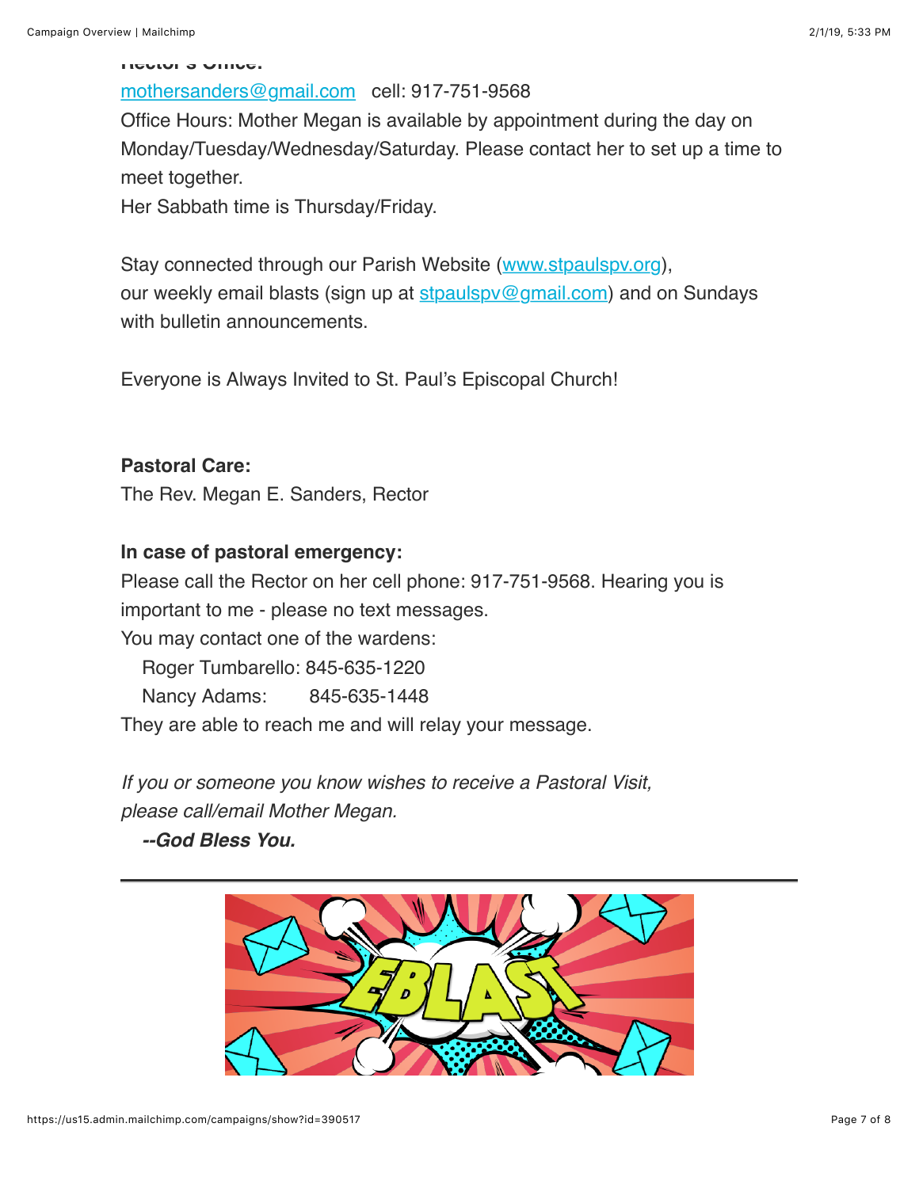**Rector's Office:**

mothersanders@gmail.com   cell: 917-751-9568

Office Hours: Mother Megan is available by appointment during the day on Monday/Tuesday/Wednesday/Saturday. Please contact her to set up a time to meet together.

Her Sabbath time is Thursday/Friday.

Stay connected through our Parish Website (www.stpaulspv.org), our weekly email blasts (sign up at stpaulspv@gmail.com) and on Sundays with bulletin announcements.

Everyone is Always Invited to St. Paul's Episcopal Church!

**Pastoral Care:**

The Rev. Megan E. Sanders, Rector

**In case of pastoral emergency:**

Please call the Rector on her cell phone: 917-751-9568. Hearing you is important to me - please no text messages.

You may contact one of the wardens:

Roger Tumbarello: 845-635-1220

Nancy Adams:    845-635-1448

They are able to reach me and will relay your message.

*If you or someone you know wishes to receive a Pastoral Visit, please call/email Mother Megan.*

***--God Bless You.***

---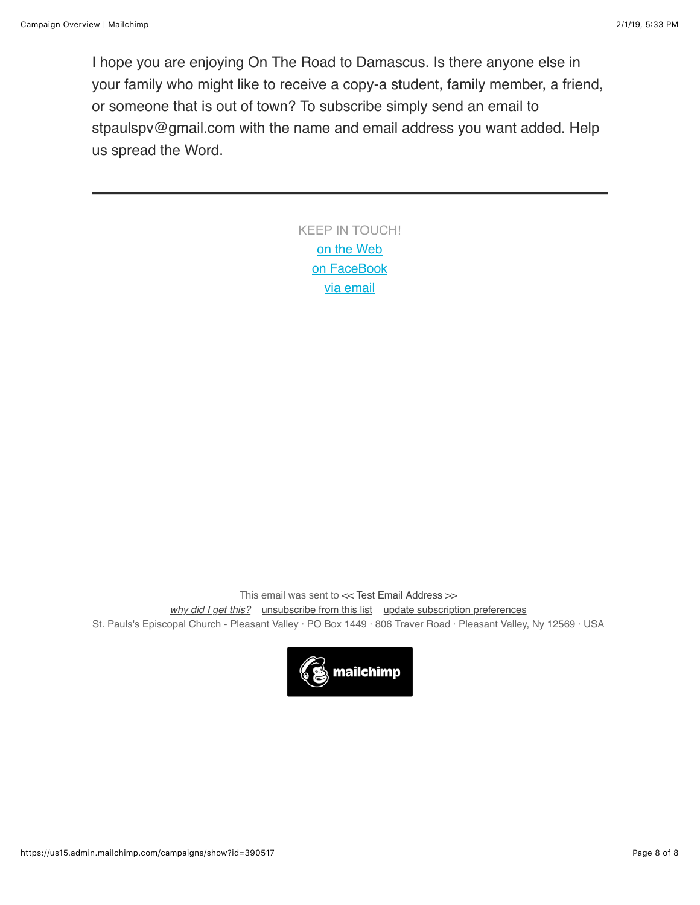I hope you are enjoying On The Road to Damascus. Is there anyone else in your family who might like to receive a copy-a student, family member, a friend, or someone that is out of town? To subscribe simply send an email to stpaulspv@gmail.com with the name and email address you want added. Help us spread the Word.

---

KEEP IN TOUCH!

on the Web

on FaceBook

via email

---

This email was sent to << Test Email Address >>

*why did I get this?* unsubscribe from this list update subscription preferences

St. Pauls's Episcopal Church - Pleasant Valley · PO Box 1449 · 806 Traver Road · Pleasant Valley, Ny 12569 · USA

mailchimp